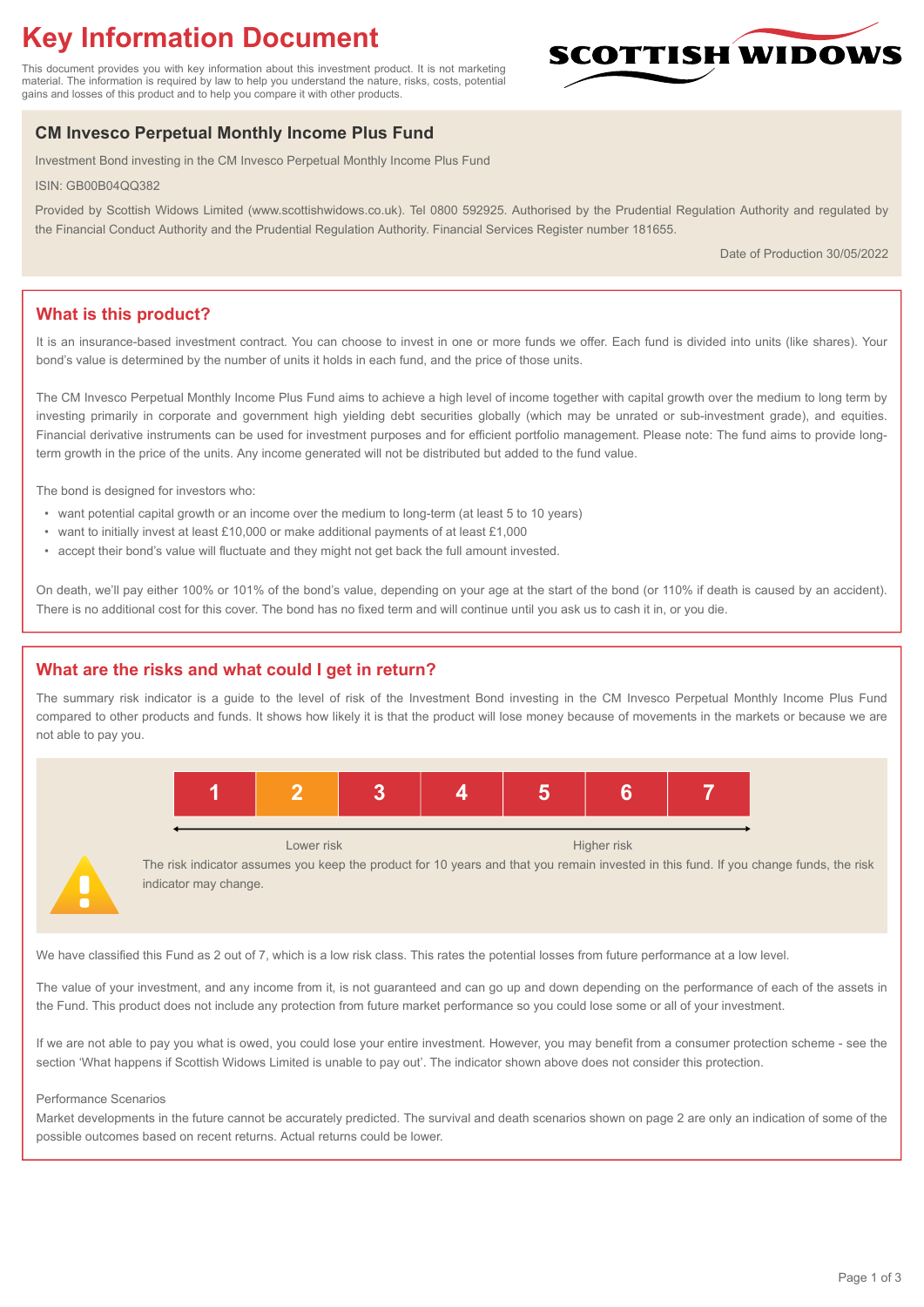# Key Information Document

This document provides you with key information about this investment product. It is not marketing material. The information is required by law to help you understand the nature, risks, costs, potential gains and losses of this product and to help you compare it with other products.

SCOTTISH WIDOWS

## CM Invesco Perpetual Monthly Income Plus Fund

Investment Bond investing in the CM Invesco Perpetual Monthly Income Plus Fund

ISIN: GB00B04QQ382

Provided by Scottish Widows Limited (www.scottishwidows.co.uk). Tel 0800 592925. Authorised by the Prudential Regulation Authority and regulated by the Financial Conduct Authority and the Prudential Regulation Authority. Financial Services Register number 181655.

Date of Production 30/05/2022

## What is this product?

It is an insurance-based investment contract. You can choose to invest in one or more funds we offer. Each fund is divided into units (like shares). Your bond's value is determined by the number of units it holds in each fund, and the price of those units.

The CM Invesco Perpetual Monthly Income Plus Fund aims to achieve a high level of income together with capital growth over the medium to long term by investing primarily in corporate and government high yielding debt securities globally (which may be unrated or sub-investment grade), and equities. Financial derivative instruments can be used for investment purposes and for efficient portfolio management. Please note: The fund aims to provide long-term growth in the price of the units. Any income generated will not be distributed but added to the fund value.

The bond is designed for investors who:

- want potential capital growth or an income over the medium to long-term (at least 5 to 10 years)
- want to initially invest at least £10,000 or make additional payments of at least £1,000
- accept their bond's value will fluctuate and they might not get back the full amount invested.

On death, we'll pay either 100% or 101% of the bond's value, depending on your age at the start of the bond (or 110% if death is caused by an accident). There is no additional cost for this cover. The bond has no fixed term and will continue until you ask us to cash it in, or you die.

## What are the risks and what could I get in return?

The summary risk indicator is a guide to the level of risk of the Investment Bond investing in the CM Invesco Perpetual Monthly Income Plus Fund compared to other products and funds. It shows how likely it is that the product will lose money because of movements in the markets or because we are not able to pay you.

| 1 | **2** | 3 | 4 | 5 | 6 | 7 |
|---|---|---|---|---|---|---|

Lower risk ← → Higher risk

The risk indicator assumes you keep the product for 10 years and that you remain invested in this fund. If you change funds, the risk indicator may change.

We have classified this Fund as 2 out of 7, which is a low risk class. This rates the potential losses from future performance at a low level.

The value of your investment, and any income from it, is not guaranteed and can go up and down depending on the performance of each of the assets in the Fund. This product does not include any protection from future market performance so you could lose some or all of your investment.

If we are not able to pay you what is owed, you could lose your entire investment. However, you may benefit from a consumer protection scheme - see the section 'What happens if Scottish Widows Limited is unable to pay out'. The indicator shown above does not consider this protection.

Performance Scenarios

Market developments in the future cannot be accurately predicted. The survival and death scenarios shown on page 2 are only an indication of some of the possible outcomes based on recent returns. Actual returns could be lower.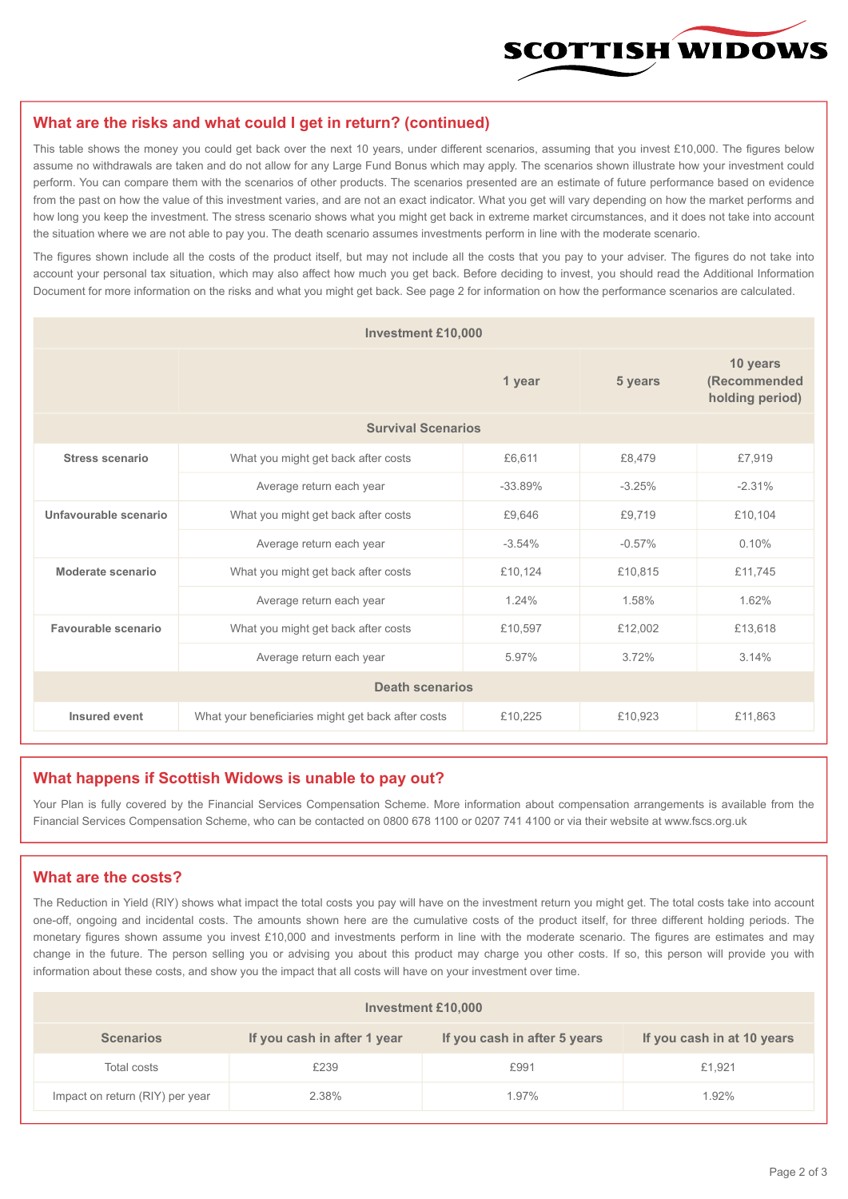## What are the risks and what could I get in return? (continued)

This table shows the money you could get back over the next 10 years, under different scenarios, assuming that you invest £10,000. The figures below assume no withdrawals are taken and do not allow for any Large Fund Bonus which may apply. The scenarios shown illustrate how your investment could perform. You can compare them with the scenarios of other products. The scenarios presented are an estimate of future performance based on evidence from the past on how the value of this investment varies, and are not an exact indicator. What you get will vary depending on how the market performs and how long you keep the investment. The stress scenario shows what you might get back in extreme market circumstances, and it does not take into account the situation where we are not able to pay you. The death scenario assumes investments perform in line with the moderate scenario.

The figures shown include all the costs of the product itself, but may not include all the costs that you pay to your adviser. The figures do not take into account your personal tax situation, which may also affect how much you get back. Before deciding to invest, you should read the Additional Information Document for more information on the risks and what you might get back. See page 2 for information on how the performance scenarios are calculated.

| Investment £10,000 | | | | |
|---|---|---|---|---|
| | | 1 year | 5 years | 10 years (Recommended holding period) |
| **Survival Scenarios** | | | | |
| **Stress scenario** | What you might get back after costs | £6,611 | £8,479 | £7,919 |
| | Average return each year | -33.89% | -3.25% | -2.31% |
| **Unfavourable scenario** | What you might get back after costs | £9,646 | £9,719 | £10,104 |
| | Average return each year | -3.54% | -0.57% | 0.10% |
| **Moderate scenario** | What you might get back after costs | £10,124 | £10,815 | £11,745 |
| | Average return each year | 1.24% | 1.58% | 1.62% |
| **Favourable scenario** | What you might get back after costs | £10,597 | £12,002 | £13,618 |
| | Average return each year | 5.97% | 3.72% | 3.14% |
| **Death scenarios** | | | | |
| **Insured event** | What your beneficiaries might get back after costs | £10,225 | £10,923 | £11,863 |

## What happens if Scottish Widows is unable to pay out?

Your Plan is fully covered by the Financial Services Compensation Scheme. More information about compensation arrangements is available from the Financial Services Compensation Scheme, who can be contacted on 0800 678 1100 or 0207 741 4100 or via their website at www.fscs.org.uk

## What are the costs?

The Reduction in Yield (RIY) shows what impact the total costs you pay will have on the investment return you might get. The total costs take into account one-off, ongoing and incidental costs. The amounts shown here are the cumulative costs of the product itself, for three different holding periods. The monetary figures shown assume you invest £10,000 and investments perform in line with the moderate scenario. The figures are estimates and may change in the future. The person selling you or advising you about this product may charge you other costs. If so, this person will provide you with information about these costs, and show you the impact that all costs will have on your investment over time.

| Investment £10,000 | | | |
|---|---|---|---|
| **Scenarios** | **If you cash in after 1 year** | **If you cash in after 5 years** | **If you cash in at 10 years** |
| Total costs | £239 | £991 | £1,921 |
| Impact on return (RIY) per year | 2.38% | 1.97% | 1.92% |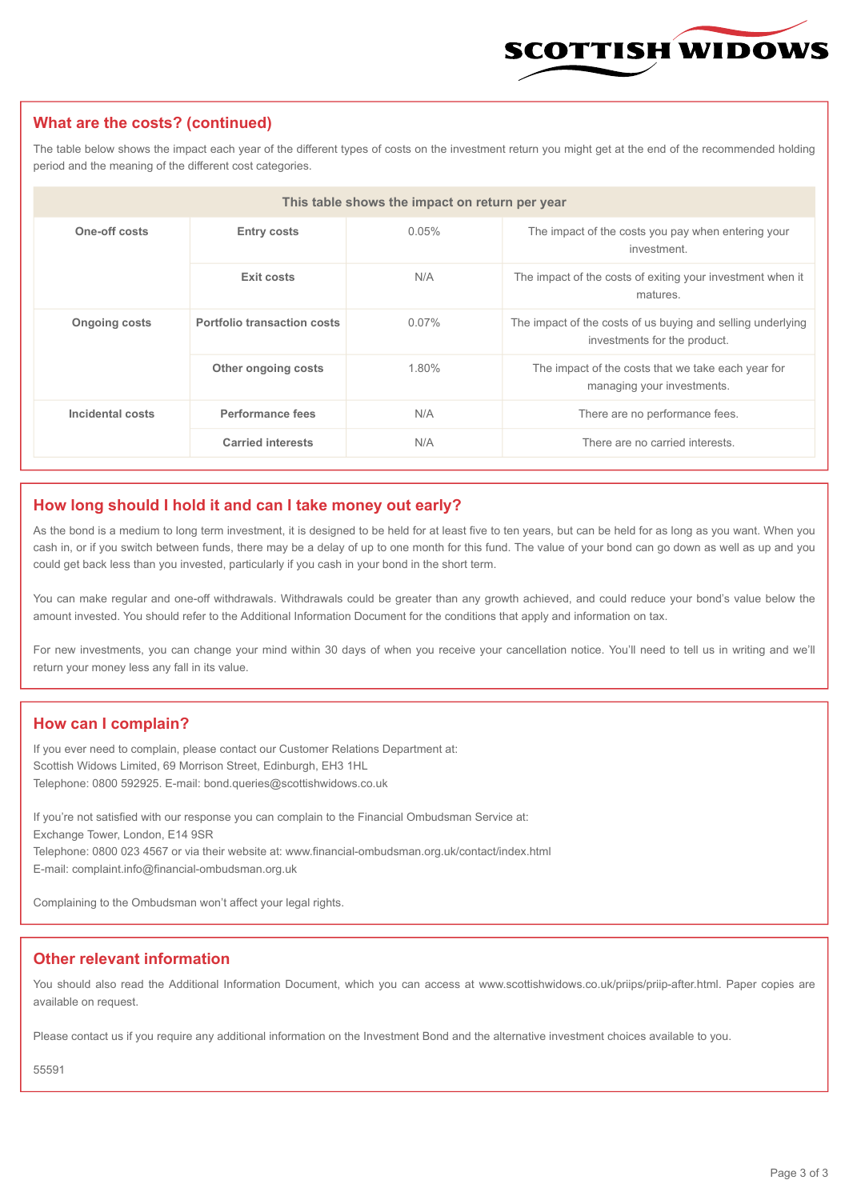## What are the costs? (continued)

The table below shows the impact each year of the different types of costs on the investment return you might get at the end of the recommended holding period and the meaning of the different cost categories.

| This table shows the impact on return per year | | | |
|---|---|---|---|
| **One-off costs** | **Entry costs** | 0.05% | The impact of the costs you pay when entering your investment. |
| | **Exit costs** | N/A | The impact of the costs of exiting your investment when it matures. |
| **Ongoing costs** | **Portfolio transaction costs** | 0.07% | The impact of the costs of us buying and selling underlying investments for the product. |
| | **Other ongoing costs** | 1.80% | The impact of the costs that we take each year for managing your investments. |
| **Incidental costs** | **Performance fees** | N/A | There are no performance fees. |
| | **Carried interests** | N/A | There are no carried interests. |

## How long should I hold it and can I take money out early?

As the bond is a medium to long term investment, it is designed to be held for at least five to ten years, but can be held for as long as you want. When you cash in, or if you switch between funds, there may be a delay of up to one month for this fund. The value of your bond can go down as well as up and you could get back less than you invested, particularly if you cash in your bond in the short term.

You can make regular and one-off withdrawals. Withdrawals could be greater than any growth achieved, and could reduce your bond's value below the amount invested. You should refer to the Additional Information Document for the conditions that apply and information on tax.

For new investments, you can change your mind within 30 days of when you receive your cancellation notice. You'll need to tell us in writing and we'll return your money less any fall in its value.

## How can I complain?

If you ever need to complain, please contact our Customer Relations Department at:
Scottish Widows Limited, 69 Morrison Street, Edinburgh, EH3 1HL
Telephone: 0800 592925. E-mail: bond.queries@scottishwidows.co.uk

If you're not satisfied with our response you can complain to the Financial Ombudsman Service at:
Exchange Tower, London, E14 9SR
Telephone: 0800 023 4567 or via their website at: www.financial-ombudsman.org.uk/contact/index.html
E-mail: complaint.info@financial-ombudsman.org.uk

Complaining to the Ombudsman won't affect your legal rights.

## Other relevant information

You should also read the Additional Information Document, which you can access at www.scottishwidows.co.uk/priips/priip-after.html. Paper copies are available on request.

Please contact us if you require any additional information on the Investment Bond and the alternative investment choices available to you.

55591